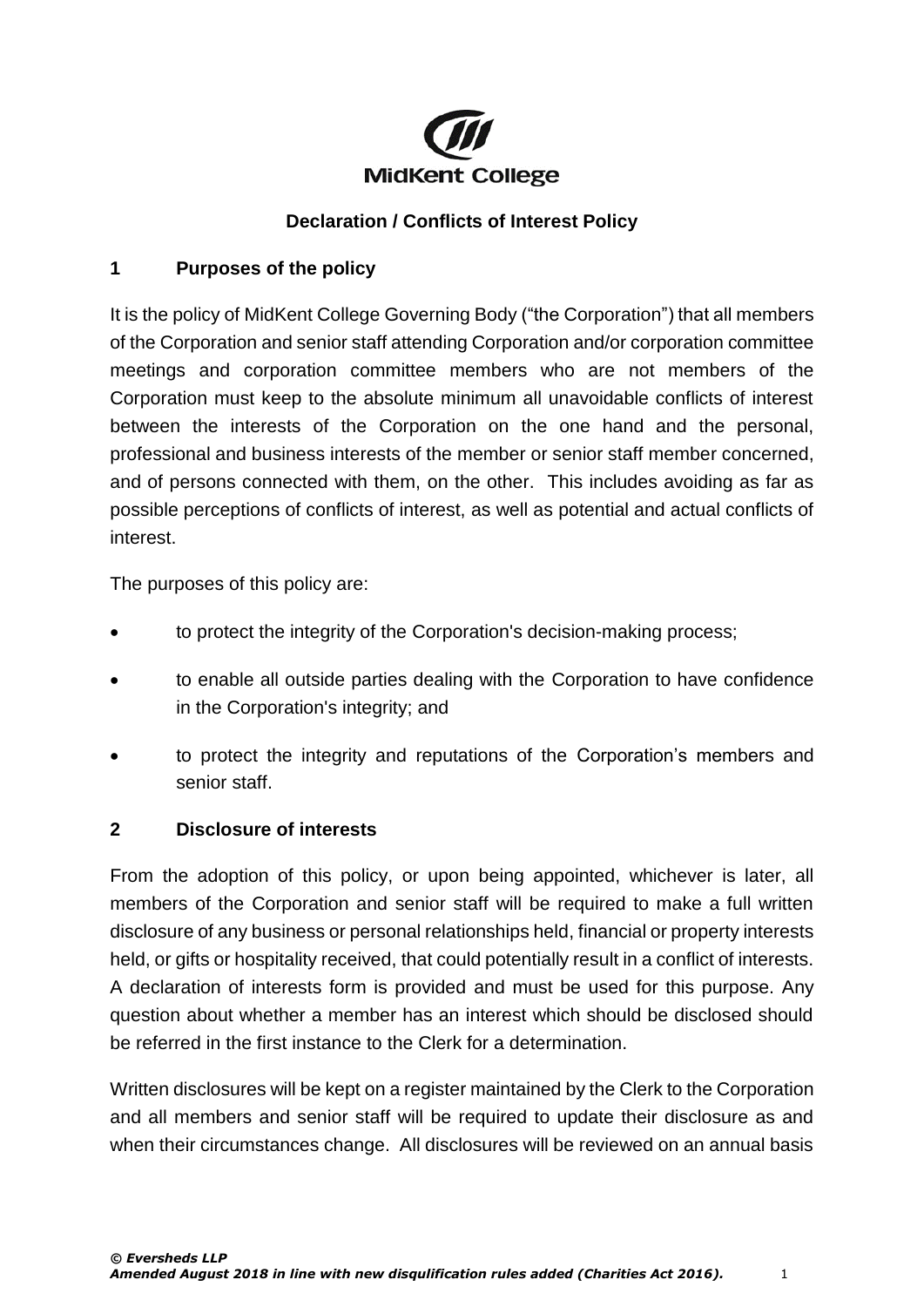MidKent College

## Declaration / Conflicts of Interest Policy

### 1 Purposes of the policy

It is the policy of MidKent College Governing Body ("the Corporation") that all members of the Corporation and senior staff attending Corporation and/or corporation committee meetings and corporation committee members who are not members of the Corporation must keep to the absolute minimum all unavoidable conflicts of interest between the interests of the Corporation on the one hand and the personal, professional and business interests of the member or senior staff member concerned, and of persons connected with them, on the other. This includes avoiding as far as possible perceptions of conflicts of interest, as well as potential and actual conflicts of interest.

The purposes of this policy are:

- to protect the integrity of the Corporation's decision-making process;
- to enable all outside parties dealing with the Corporation to have confidence in the Corporation's integrity; and
- to protect the integrity and reputations of the Corporation's members and senior staff.

### 2 Disclosure of interests

From the adoption of this policy, or upon being appointed, whichever is later, all members of the Corporation and senior staff will be required to make a full written disclosure of any business or personal relationships held, financial or property interests held, or gifts or hospitality received, that could potentially result in a conflict of interests. A declaration of interests form is provided and must be used for this purpose. Any question about whether a member has an interest which should be disclosed should be referred in the first instance to the Clerk for a determination.

Written disclosures will be kept on a register maintained by the Clerk to the Corporation and all members and senior staff will be required to update their disclosure as and when their circumstances change. All disclosures will be reviewed on an annual basis

*© Eversheds LLP*
*Amended August 2018 in line with new disqulification rules added (Charities Act 2016).*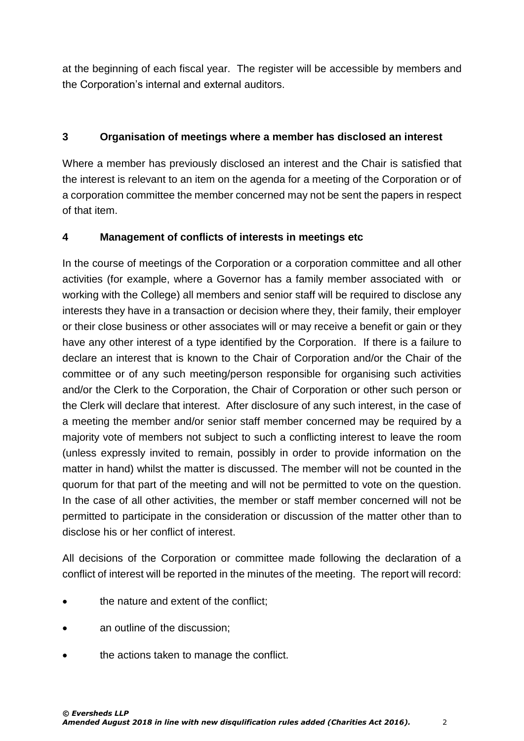at the beginning of each fiscal year. The register will be accessible by members and the Corporation's internal and external auditors.

## 3 Organisation of meetings where a member has disclosed an interest

Where a member has previously disclosed an interest and the Chair is satisfied that the interest is relevant to an item on the agenda for a meeting of the Corporation or of a corporation committee the member concerned may not be sent the papers in respect of that item.

## 4 Management of conflicts of interests in meetings etc

In the course of meetings of the Corporation or a corporation committee and all other activities (for example, where a Governor has a family member associated with or working with the College) all members and senior staff will be required to disclose any interests they have in a transaction or decision where they, their family, their employer or their close business or other associates will or may receive a benefit or gain or they have any other interest of a type identified by the Corporation. If there is a failure to declare an interest that is known to the Chair of Corporation and/or the Chair of the committee or of any such meeting/person responsible for organising such activities and/or the Clerk to the Corporation, the Chair of Corporation or other such person or the Clerk will declare that interest. After disclosure of any such interest, in the case of a meeting the member and/or senior staff member concerned may be required by a majority vote of members not subject to such a conflicting interest to leave the room (unless expressly invited to remain, possibly in order to provide information on the matter in hand) whilst the matter is discussed. The member will not be counted in the quorum for that part of the meeting and will not be permitted to vote on the question. In the case of all other activities, the member or staff member concerned will not be permitted to participate in the consideration or discussion of the matter other than to disclose his or her conflict of interest.

All decisions of the Corporation or committee made following the declaration of a conflict of interest will be reported in the minutes of the meeting. The report will record:

- the nature and extent of the conflict;
- an outline of the discussion;
- the actions taken to manage the conflict.

***© Eversheds LLP***
***Amended August 2018 in line with new disqulification rules added (Charities Act 2016).***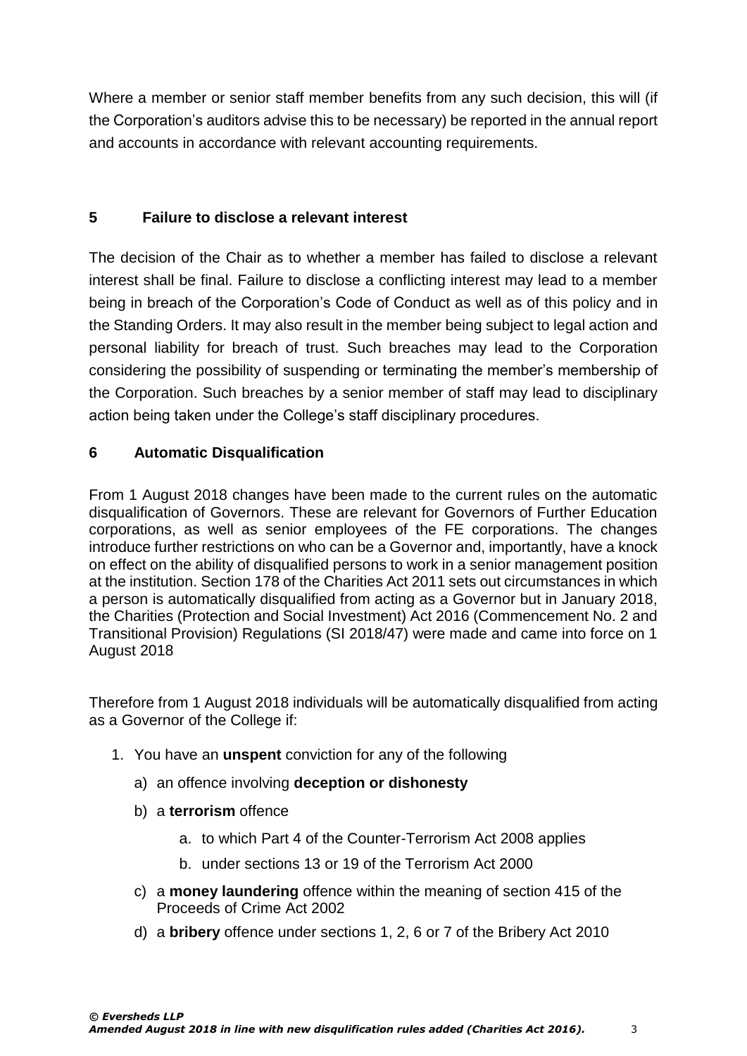Where a member or senior staff member benefits from any such decision, this will (if the Corporation's auditors advise this to be necessary) be reported in the annual report and accounts in accordance with relevant accounting requirements.

## 5 Failure to disclose a relevant interest

The decision of the Chair as to whether a member has failed to disclose a relevant interest shall be final. Failure to disclose a conflicting interest may lead to a member being in breach of the Corporation's Code of Conduct as well as of this policy and in the Standing Orders. It may also result in the member being subject to legal action and personal liability for breach of trust. Such breaches may lead to the Corporation considering the possibility of suspending or terminating the member's membership of the Corporation. Such breaches by a senior member of staff may lead to disciplinary action being taken under the College's staff disciplinary procedures.

## 6 Automatic Disqualification

From 1 August 2018 changes have been made to the current rules on the automatic disqualification of Governors. These are relevant for Governors of Further Education corporations, as well as senior employees of the FE corporations. The changes introduce further restrictions on who can be a Governor and, importantly, have a knock on effect on the ability of disqualified persons to work in a senior management position at the institution. Section 178 of the Charities Act 2011 sets out circumstances in which a person is automatically disqualified from acting as a Governor but in January 2018, the Charities (Protection and Social Investment) Act 2016 (Commencement No. 2 and Transitional Provision) Regulations (SI 2018/47) were made and came into force on 1 August 2018

Therefore from 1 August 2018 individuals will be automatically disqualified from acting as a Governor of the College if:

1. You have an **unspent** conviction for any of the following
   a) an offence involving **deception or dishonesty**
   b) a **terrorism** offence
      a. to which Part 4 of the Counter-Terrorism Act 2008 applies
      b. under sections 13 or 19 of the Terrorism Act 2000
   c) a **money laundering** offence within the meaning of section 415 of the Proceeds of Crime Act 2002
   d) a **bribery** offence under sections 1, 2, 6 or 7 of the Bribery Act 2010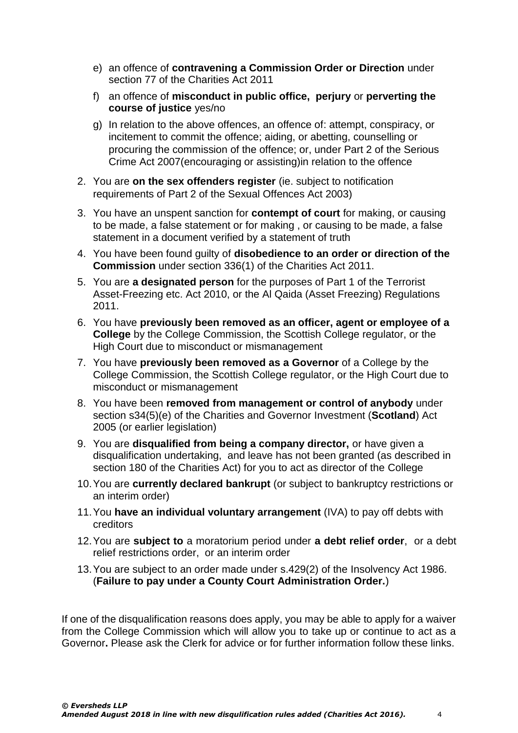e) an offence of **contravening a Commission Order or Direction** under section 77 of the Charities Act 2011

  f) an offence of **misconduct in public office, perjury** or **perverting the course of justice** yes/no

  g) In relation to the above offences, an offence of: attempt, conspiracy, or incitement to commit the offence; aiding, or abetting, counselling or procuring the commission of the offence; or, under Part 2 of the Serious Crime Act 2007(encouraging or assisting)in relation to the offence

2. You are **on the sex offenders register** (ie. subject to notification requirements of Part 2 of the Sexual Offences Act 2003)

3. You have an unspent sanction for **contempt of court** for making, or causing to be made, a false statement or for making , or causing to be made, a false statement in a document verified by a statement of truth

4. You have been found guilty of **disobedience to an order or direction of the Commission** under section 336(1) of the Charities Act 2011.

5. You are **a designated person** for the purposes of Part 1 of the Terrorist Asset-Freezing etc. Act 2010, or the Al Qaida (Asset Freezing) Regulations 2011.

6. You have **previously been removed as an officer, agent or employee of a College** by the College Commission, the Scottish College regulator, or the High Court due to misconduct or mismanagement

7. You have **previously been removed as a Governor** of a College by the College Commission, the Scottish College regulator, or the High Court due to misconduct or mismanagement

8. You have been **removed from management or control of anybody** under section s34(5)(e) of the Charities and Governor Investment (**Scotland**) Act 2005 (or earlier legislation)

9. You are **disqualified from being a company director,** or have given a disqualification undertaking, and leave has not been granted (as described in section 180 of the Charities Act) for you to act as director of the College

10. You are **currently declared bankrupt** (or subject to bankruptcy restrictions or an interim order)

11. You **have an individual voluntary arrangement** (IVA) to pay off debts with creditors

12. You are **subject to** a moratorium period under **a debt relief order**, or a debt relief restrictions order, or an interim order

13. You are subject to an order made under s.429(2) of the Insolvency Act 1986. (**Failure to pay under a County Court Administration Order.**)

If one of the disqualification reasons does apply, you may be able to apply for a waiver from the College Commission which will allow you to take up or continue to act as a Governor**.** Please ask the Clerk for advice or for further information follow these links.

***© Eversheds LLP***
***Amended August 2018 in line with new disqulification rules added (Charities Act 2016).***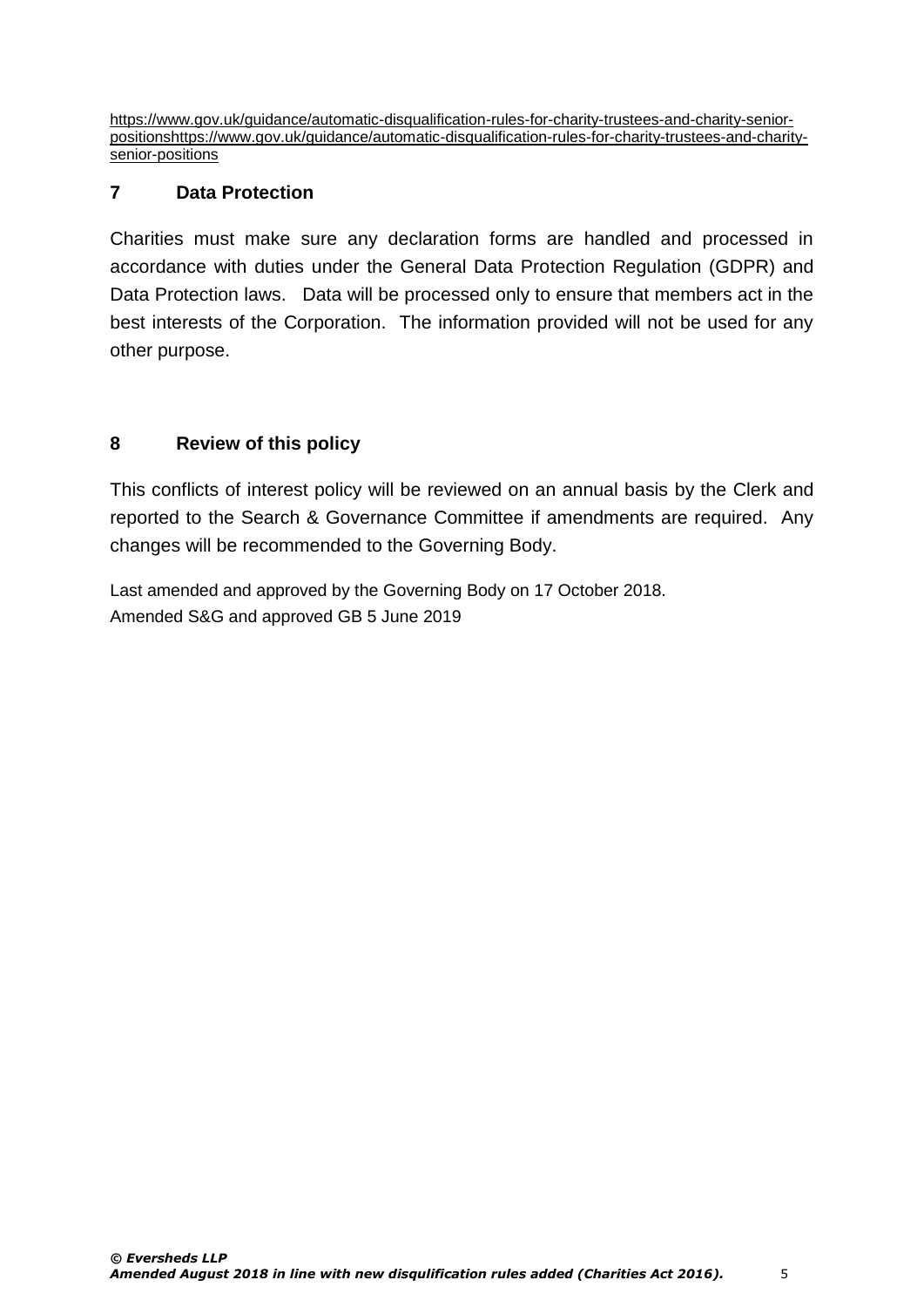https://www.gov.uk/guidance/automatic-disqualification-rules-for-charity-trustees-and-charity-senior-positionshttps://www.gov.uk/guidance/automatic-disqualification-rules-for-charity-trustees-and-charity-senior-positions

## 7 Data Protection

Charities must make sure any declaration forms are handled and processed in accordance with duties under the General Data Protection Regulation (GDPR) and Data Protection laws. Data will be processed only to ensure that members act in the best interests of the Corporation. The information provided will not be used for any other purpose.

## 8 Review of this policy

This conflicts of interest policy will be reviewed on an annual basis by the Clerk and reported to the Search & Governance Committee if amendments are required. Any changes will be recommended to the Governing Body.

Last amended and approved by the Governing Body on 17 October 2018.
Amended S&G and approved GB 5 June 2019

***© Eversheds LLP***
***Amended August 2018 in line with new disqulification rules added (Charities Act 2016).***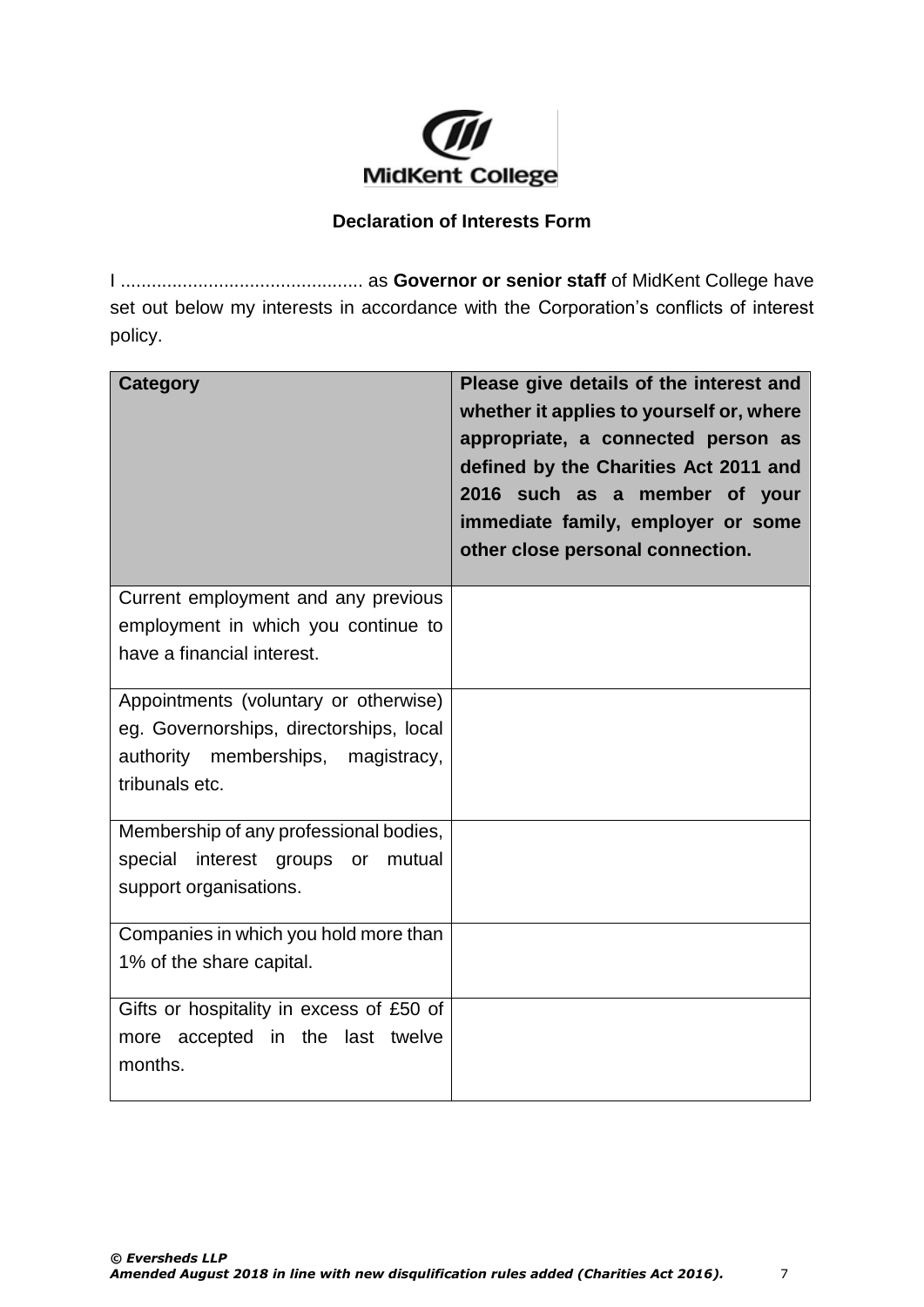MidKent College

**Declaration of Interests Form**

I ............................................... as **Governor or senior staff** of MidKent College have set out below my interests in accordance with the Corporation's conflicts of interest policy.

| Category | Please give details of the interest and whether it applies to yourself or, where appropriate, a connected person as defined by the Charities Act 2011 and 2016 such as a member of your immediate family, employer or some other close personal connection. |
|---|---|
| Current employment and any previous employment in which you continue to have a financial interest. | |
| Appointments (voluntary or otherwise) eg. Governorships, directorships, local authority memberships, magistracy, tribunals etc. | |
| Membership of any professional bodies, special interest groups or mutual support organisations. | |
| Companies in which you hold more than 1% of the share capital. | |
| Gifts or hospitality in excess of £50 of more accepted in the last twelve months. | |

***© Eversheds LLP***
***Amended August 2018 in line with new disqulification rules added (Charities Act 2016).***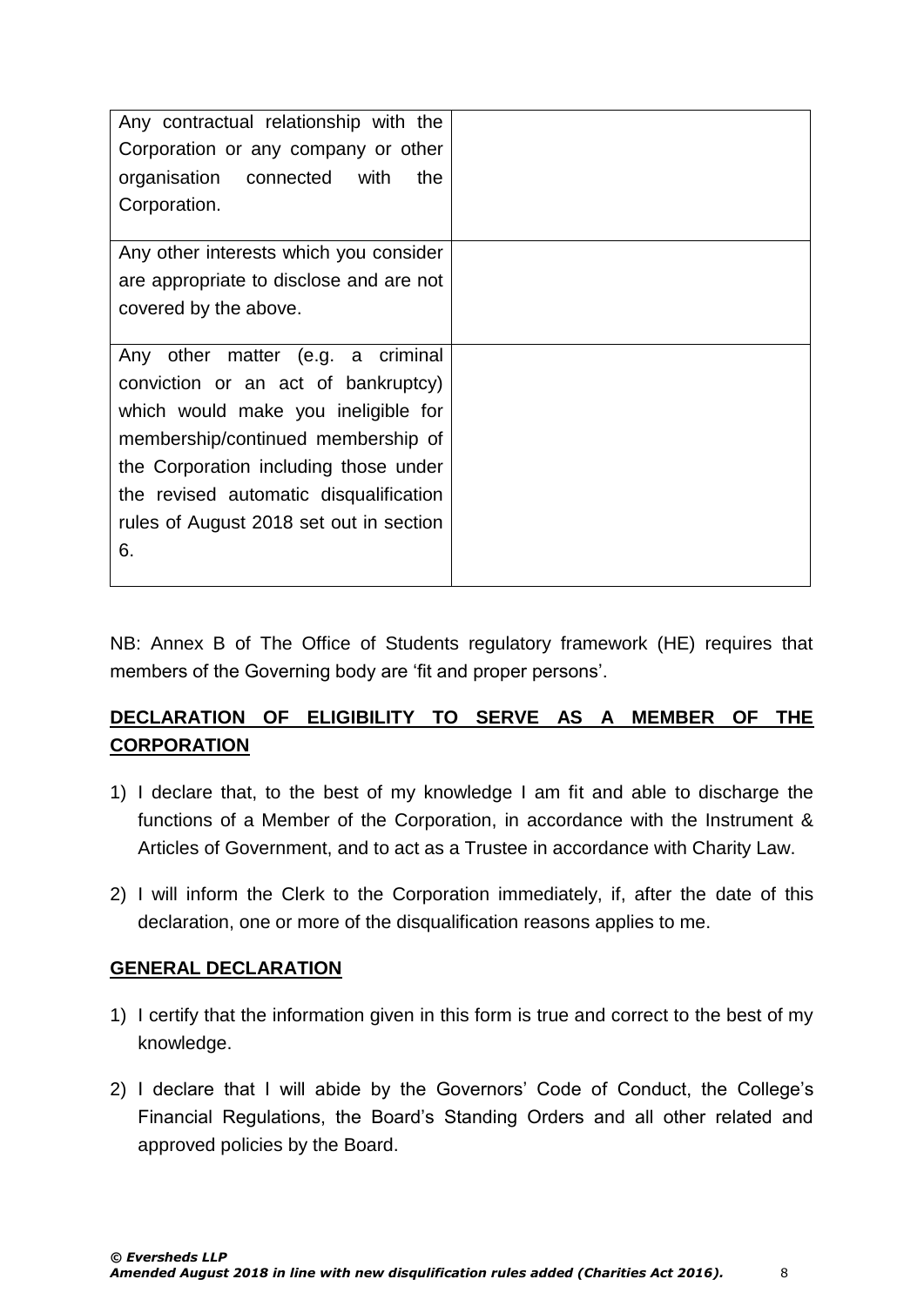| | |
|---|---|
| Any contractual relationship with the Corporation or any company or other organisation connected with the Corporation. | |
| Any other interests which you consider are appropriate to disclose and are not covered by the above. | |
| Any other matter (e.g. a criminal conviction or an act of bankruptcy) which would make you ineligible for membership/continued membership of the Corporation including those under the revised automatic disqualification rules of August 2018 set out in section 6. | |

NB: Annex B of The Office of Students regulatory framework (HE) requires that members of the Governing body are 'fit and proper persons'.

## DECLARATION OF ELIGIBILITY TO SERVE AS A MEMBER OF THE CORPORATION

1) I declare that, to the best of my knowledge I am fit and able to discharge the functions of a Member of the Corporation, in accordance with the Instrument & Articles of Government, and to act as a Trustee in accordance with Charity Law.
2) I will inform the Clerk to the Corporation immediately, if, after the date of this declaration, one or more of the disqualification reasons applies to me.

## GENERAL DECLARATION

1) I certify that the information given in this form is true and correct to the best of my knowledge.
2) I declare that I will abide by the Governors' Code of Conduct, the College's Financial Regulations, the Board's Standing Orders and all other related and approved policies by the Board.

***© Eversheds LLP***
***Amended August 2018 in line with new disqulification rules added (Charities Act 2016).***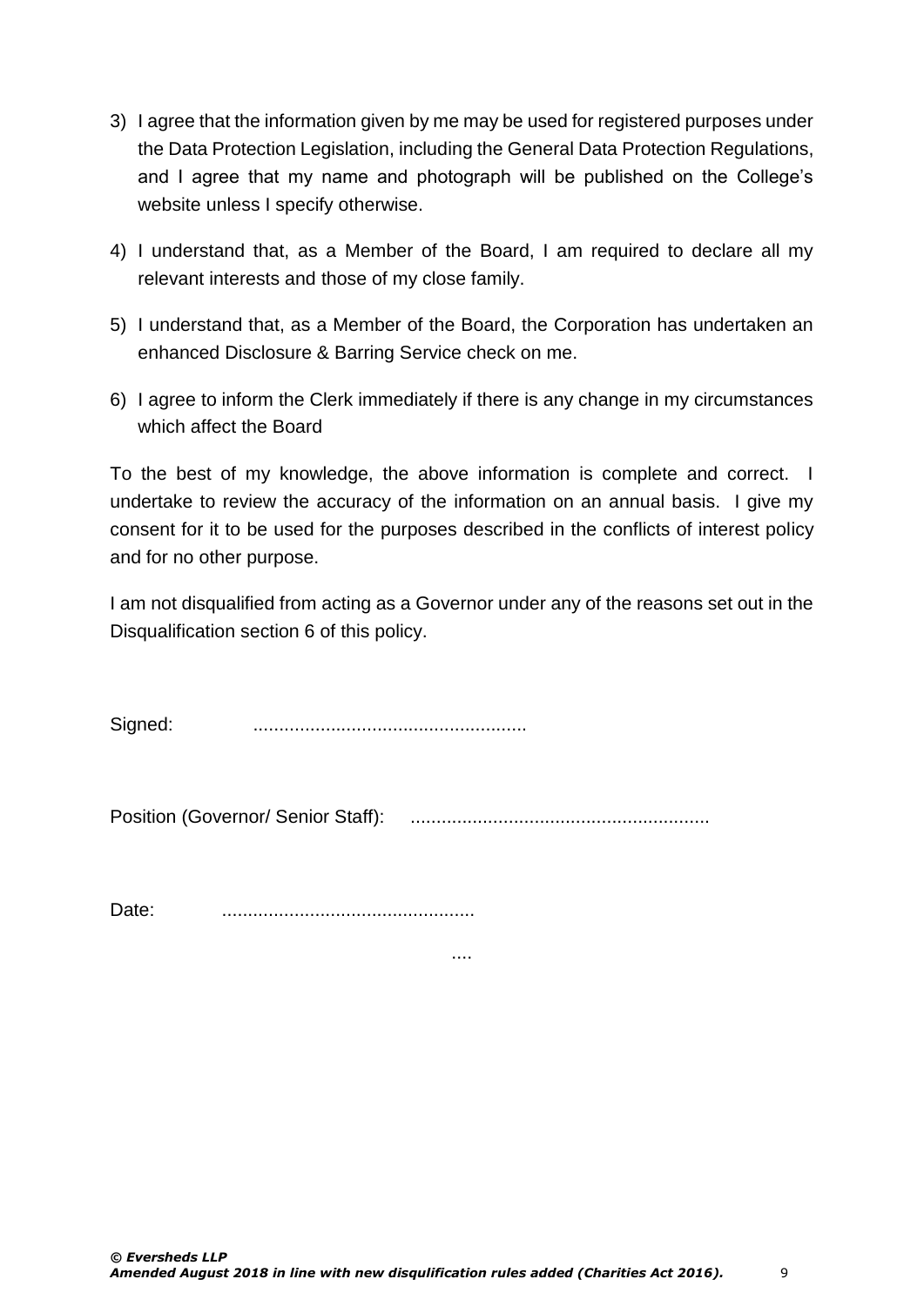3) I agree that the information given by me may be used for registered purposes under the Data Protection Legislation, including the General Data Protection Regulations, and I agree that my name and photograph will be published on the College's website unless I specify otherwise.

4) I understand that, as a Member of the Board, I am required to declare all my relevant interests and those of my close family.

5) I understand that, as a Member of the Board, the Corporation has undertaken an enhanced Disclosure & Barring Service check on me.

6) I agree to inform the Clerk immediately if there is any change in my circumstances which affect the Board

To the best of my knowledge, the above information is complete and correct. I undertake to review the accuracy of the information on an annual basis. I give my consent for it to be used for the purposes described in the conflicts of interest policy and for no other purpose.

I am not disqualified from acting as a Governor under any of the reasons set out in the Disqualification section 6 of this policy.

Signed: ....................................................

Position (Governor/ Senior Staff): .........................................................

Date: ................................................

....

***© Eversheds LLP***
***Amended August 2018 in line with new disqulification rules added (Charities Act 2016).***